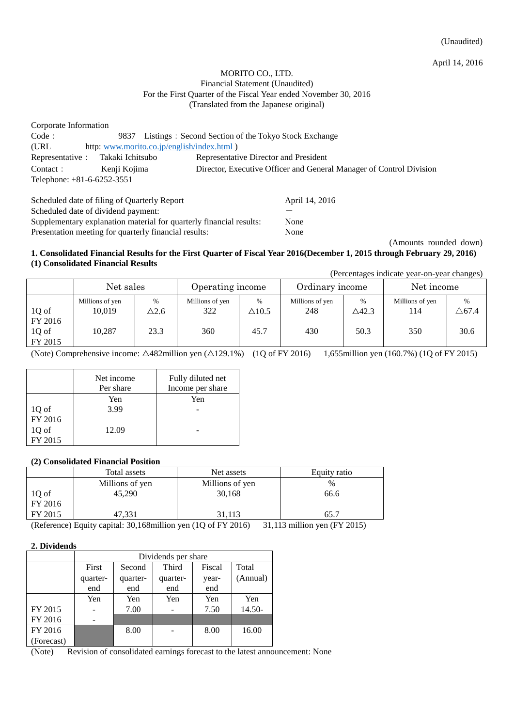(Unaudited)

April 14, 2016

MORITO CO., LTD.
Financial Statement (Unaudited)
For the First Quarter of the Fiscal Year ended November 30, 2016
(Translated from the Japanese original)

Corporate Information

| | |
|---|---|
| Code： | 9837 Listings：Second Section of the Tokyo Stock Exchange |
| (URL | http: www.morito.co.jp/english/index.html ) |
| Representative： Takaki Ichitsubo | Representative Director and President |
| Contact： Kenji Kojima | Director, Executive Officer and General Manager of Control Division |
| Telephone: +81-6-6252-3551 | |

| | |
|---|---|
| Scheduled date of filing of Quarterly Report | April 14, 2016 |
| Scheduled date of dividend payment: | — |
| Supplementary explanation material for quarterly financial results: | None |
| Presentation meeting for quarterly financial results: | None |

(Amounts rounded down)

**1. Consolidated Financial Results for the First Quarter of Fiscal Year 2016(December 1, 2015 through February 29, 2016)**
**(1) Consolidated Financial Results**

(Percentages indicate year-on-year changes)

| | Net sales | | Operating income | | Ordinary income | | Net income | |
|---|---|---|---|---|---|---|---|---|
| | Millions of yen | % | Millions of yen | % | Millions of yen | % | Millions of yen | % |
| 1Q of FY 2016 | 10,019 | △2.6 | 322 | △10.5 | 248 | △42.3 | 114 | △67.4 |
| 1Q of FY 2015 | 10,287 | 23.3 | 360 | 45.7 | 430 | 50.3 | 350 | 30.6 |

(Note) Comprehensive income: △482million yen (△129.1%) (1Q of FY 2016) 1,655million yen (160.7%) (1Q of FY 2015)

| | Net income Per share | Fully diluted net Income per share |
|---|---|---|
| | Yen | Yen |
| 1Q of FY 2016 | 3.99 | - |
| 1Q of FY 2015 | 12.09 | - |

**(2) Consolidated Financial Position**

| | Total assets | Net assets | Equity ratio |
|---|---|---|---|
| | Millions of yen | Millions of yen | % |
| 1Q of FY 2016 | 45,290 | 30,168 | 66.6 |
| FY 2015 | 47,331 | 31,113 | 65.7 |

(Reference) Equity capital: 30,168million yen (1Q of FY 2016) 31,113 million yen (FY 2015)

**2. Dividends**

| | Dividends per share | | | | |
|---|---|---|---|---|---|
| | First quarter-end | Second quarter-end | Third quarter-end | Fiscal year-end | Total (Annual) |
| | Yen | Yen | Yen | Yen | Yen |
| FY 2015 | - | 7.00 | - | 7.50 | 14.50- |
| FY 2016 | - | | | | |
| FY 2016 (Forecast) | | 8.00 | - | 8.00 | 16.00 |

(Note) Revision of consolidated earnings forecast to the latest announcement: None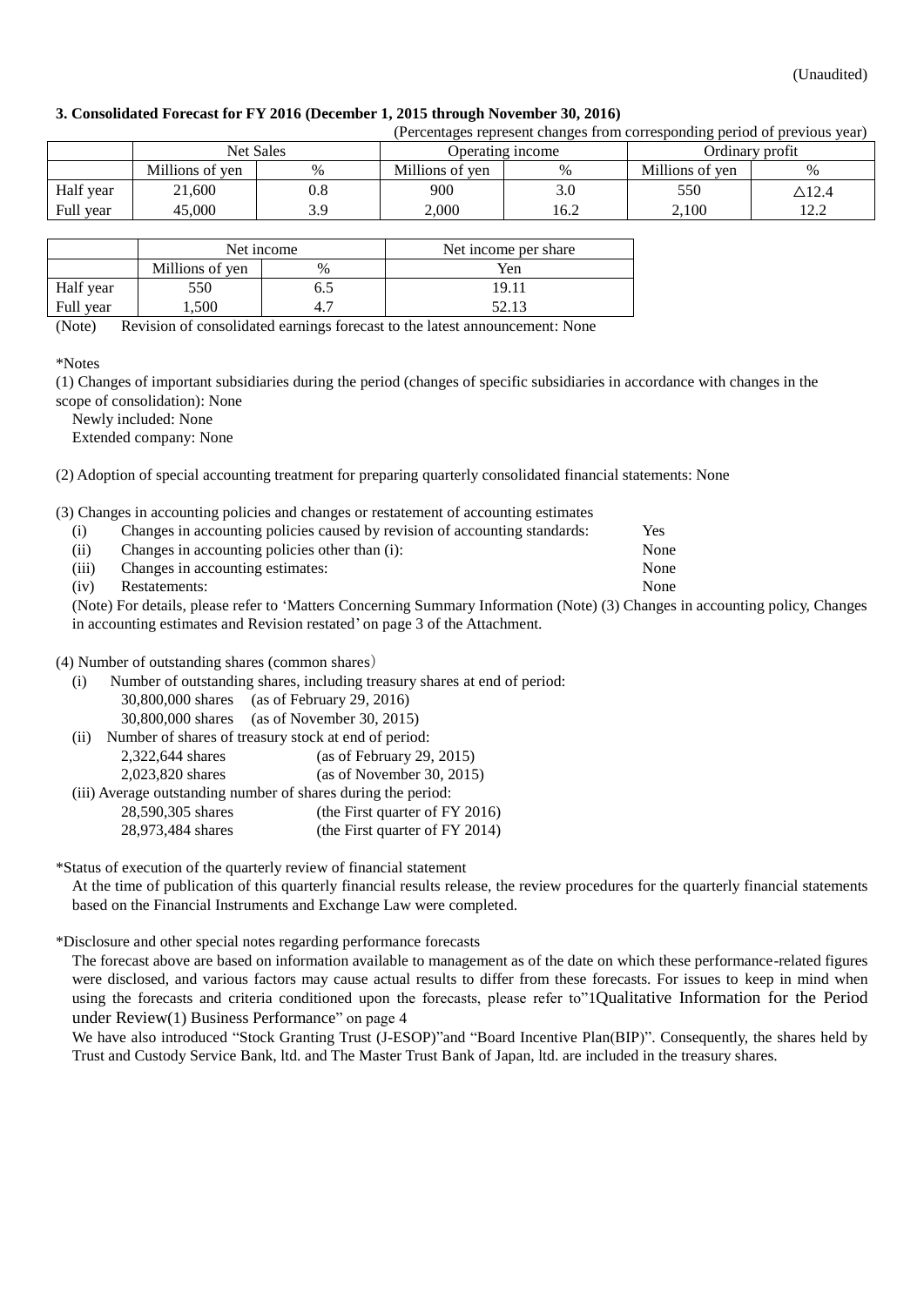(Unaudited)

### 3. Consolidated Forecast for FY 2016 (December 1, 2015 through November 30, 2016)

(Percentages represent changes from corresponding period of previous year)

| | Net Sales | | Operating income | | Ordinary profit | |
|---|---|---|---|---|---|---|
| | Millions of yen | % | Millions of yen | % | Millions of yen | % |
| Half year | 21,600 | 0.8 | 900 | 3.0 | 550 | △12.4 |
| Full year | 45,000 | 3.9 | 2,000 | 16.2 | 2,100 | 12.2 |

| | Net income | | Net income per share |
|---|---|---|---|
| | Millions of yen | % | Yen |
| Half year | 550 | 6.5 | 19.11 |
| Full year | 1,500 | 4.7 | 52.13 |

(Note) Revision of consolidated earnings forecast to the latest announcement: None

*Notes

(1) Changes of important subsidiaries during the period (changes of specific subsidiaries in accordance with changes in the scope of consolidation): None

Newly included: None

Extended company: None

(2) Adoption of special accounting treatment for preparing quarterly consolidated financial statements: None

(3) Changes in accounting policies and changes or restatement of accounting estimates

(i) Changes in accounting policies caused by revision of accounting standards: Yes

(ii) Changes in accounting policies other than (i): None

(iii) Changes in accounting estimates: None

(iv) Restatements: None

(Note) For details, please refer to 'Matters Concerning Summary Information (Note) (3) Changes in accounting policy, Changes in accounting estimates and Revision restated' on page 3 of the Attachment.

(4) Number of outstanding shares (common shares)

(i) Number of outstanding shares, including treasury shares at end of period:

30,800,000 shares (as of February 29, 2016)

30,800,000 shares (as of November 30, 2015)

(ii) Number of shares of treasury stock at end of period:

2,322,644 shares (as of February 29, 2015)

2,023,820 shares (as of November 30, 2015)

(iii) Average outstanding number of shares during the period:

28,590,305 shares (the First quarter of FY 2016)

28,973,484 shares (the First quarter of FY 2014)

*Status of execution of the quarterly review of financial statement

At the time of publication of this quarterly financial results release, the review procedures for the quarterly financial statements based on the Financial Instruments and Exchange Law were completed.

*Disclosure and other special notes regarding performance forecasts

The forecast above are based on information available to management as of the date on which these performance-related figures were disclosed, and various factors may cause actual results to differ from these forecasts. For issues to keep in mind when using the forecasts and criteria conditioned upon the forecasts, please refer to"1Qualitative Information for the Period under Review(1) Business Performance" on page 4

We have also introduced "Stock Granting Trust (J-ESOP)"and "Board Incentive Plan(BIP)". Consequently, the shares held by Trust and Custody Service Bank, ltd. and The Master Trust Bank of Japan, ltd. are included in the treasury shares.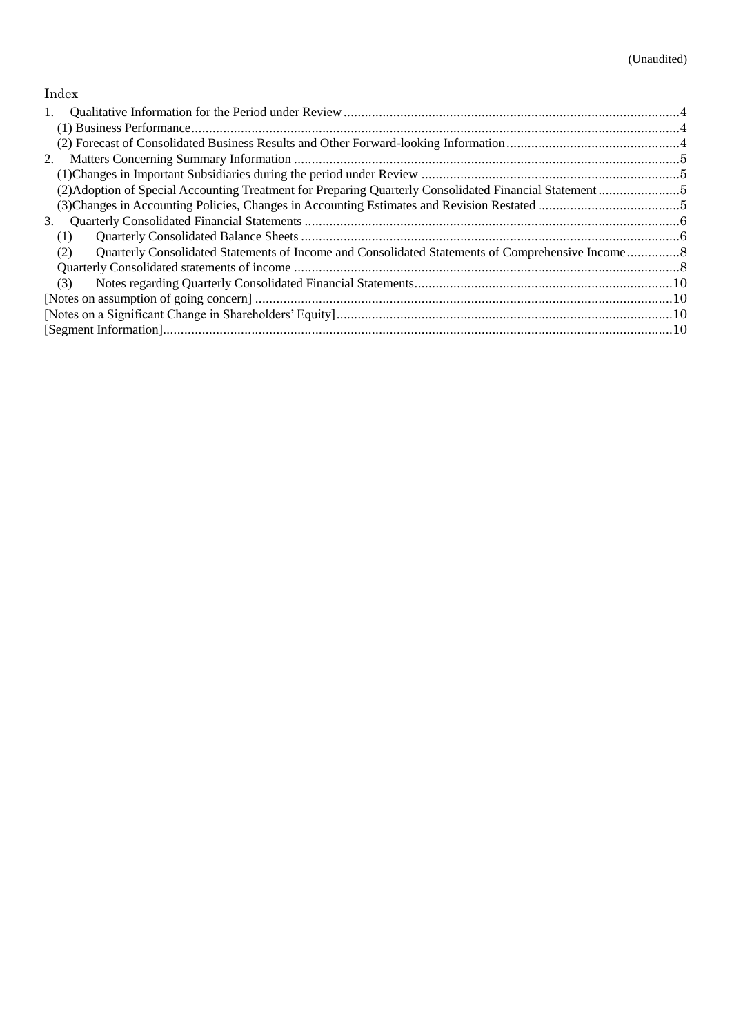(Unaudited)

# Index

1. Qualitative Information for the Period under Review ............................................................................................4
   (1) Business Performance ........................................................................................................................................4
   (2) Forecast of Consolidated Business Results and Other Forward-looking Information ................................................4
2. Matters Concerning Summary Information ..............................................................................................................5
   (1)Changes in Important Subsidiaries during the period under Review .........................................................................5
   (2)Adoption of Special Accounting Treatment for Preparing Quarterly Consolidated Financial Statement .......................5
   (3)Changes in Accounting Policies, Changes in Accounting Estimates and Revision Restated ........................................5
3. Quarterly Consolidated Financial Statements ...........................................................................................................6
   (1) Quarterly Consolidated Balance Sheets ..................................................................................................................6
   (2) Quarterly Consolidated Statements of Income and Consolidated Statements of Comprehensive Income ...............8
   Quarterly Consolidated statements of income ................................................................................................................8
   (3) Notes regarding Quarterly Consolidated Financial Statements ..................................................................................10

[Notes on assumption of going concern] .......................................................................................................................10

[Notes on a Significant Change in Shareholders' Equity] ................................................................................................10

[Segment Information] ...................................................................................................................................................10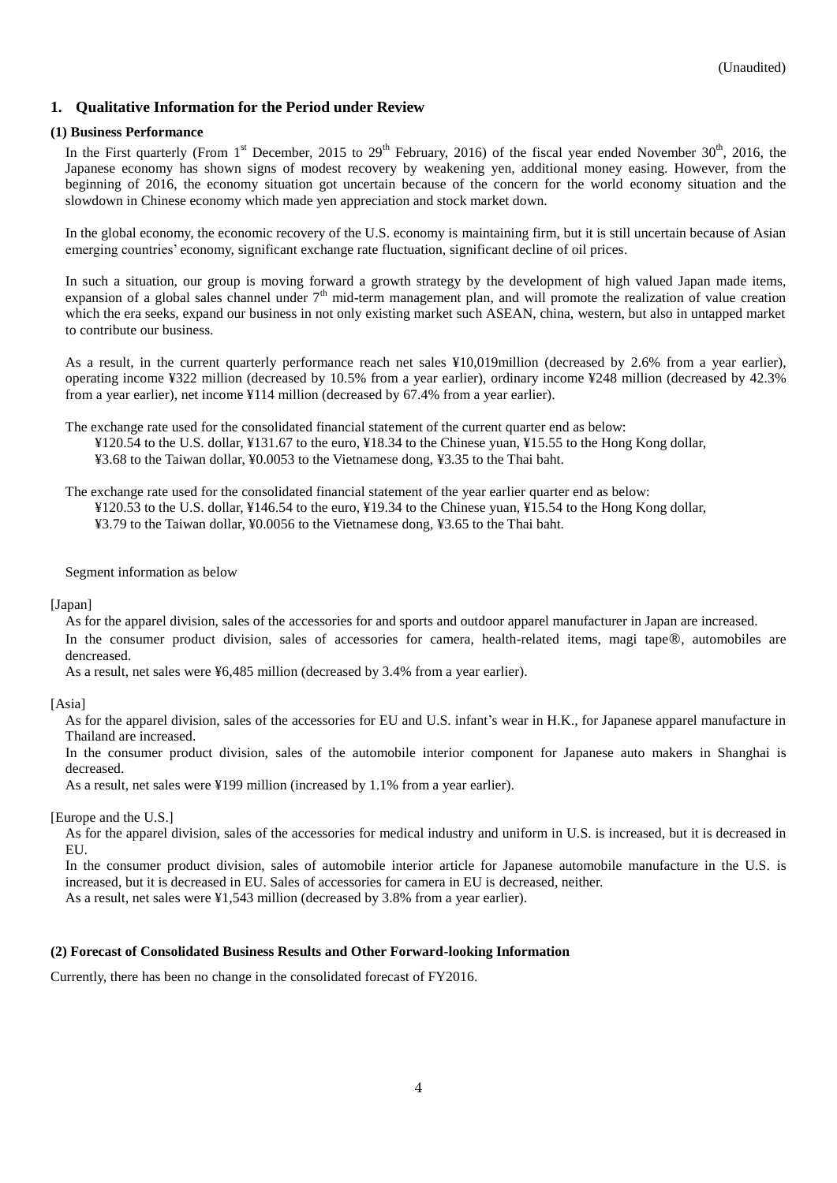(Unaudited)

## 1. Qualitative Information for the Period under Review

### (1) Business Performance

In the First quarterly (From 1st December, 2015 to 29th February, 2016) of the fiscal year ended November 30th, 2016, the Japanese economy has shown signs of modest recovery by weakening yen, additional money easing. However, from the beginning of 2016, the economy situation got uncertain because of the concern for the world economy situation and the slowdown in Chinese economy which made yen appreciation and stock market down.

In the global economy, the economic recovery of the U.S. economy is maintaining firm, but it is still uncertain because of Asian emerging countries' economy, significant exchange rate fluctuation, significant decline of oil prices.

In such a situation, our group is moving forward a growth strategy by the development of high valued Japan made items, expansion of a global sales channel under 7th mid-term management plan, and will promote the realization of value creation which the era seeks, expand our business in not only existing market such ASEAN, china, western, but also in untapped market to contribute our business.

As a result, in the current quarterly performance reach net sales ¥10,019million (decreased by 2.6% from a year earlier), operating income ¥322 million (decreased by 10.5% from a year earlier), ordinary income ¥248 million (decreased by 42.3% from a year earlier), net income ¥114 million (decreased by 67.4% from a year earlier).

The exchange rate used for the consolidated financial statement of the current quarter end as below:
¥120.54 to the U.S. dollar, ¥131.67 to the euro, ¥18.34 to the Chinese yuan, ¥15.55 to the Hong Kong dollar, ¥3.68 to the Taiwan dollar, ¥0.0053 to the Vietnamese dong, ¥3.35 to the Thai baht.

The exchange rate used for the consolidated financial statement of the year earlier quarter end as below:
¥120.53 to the U.S. dollar, ¥146.54 to the euro, ¥19.34 to the Chinese yuan, ¥15.54 to the Hong Kong dollar, ¥3.79 to the Taiwan dollar, ¥0.0056 to the Vietnamese dong, ¥3.65 to the Thai baht.

Segment information as below

[Japan]

As for the apparel division, sales of the accessories for and sports and outdoor apparel manufacturer in Japan are increased.
In the consumer product division, sales of accessories for camera, health-related items, magi tape®, automobiles are dencreased.
As a result, net sales were ¥6,485 million (decreased by 3.4% from a year earlier).

[Asia]

As for the apparel division, sales of the accessories for EU and U.S. infant's wear in H.K., for Japanese apparel manufacture in Thailand are increased.
In the consumer product division, sales of the automobile interior component for Japanese auto makers in Shanghai is decreased.
As a result, net sales were ¥199 million (increased by 1.1% from a year earlier).

[Europe and the U.S.]

As for the apparel division, sales of the accessories for medical industry and uniform in U.S. is increased, but it is decreased in EU.
In the consumer product division, sales of automobile interior article for Japanese automobile manufacture in the U.S. is increased, but it is decreased in EU. Sales of accessories for camera in EU is decreased, neither.
As a result, net sales were ¥1,543 million (decreased by 3.8% from a year earlier).

### (2) Forecast of Consolidated Business Results and Other Forward-looking Information

Currently, there has been no change in the consolidated forecast of FY2016.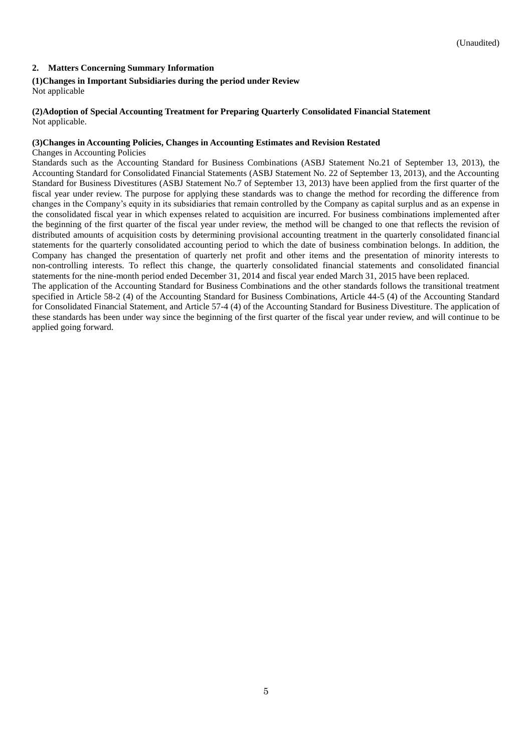(Unaudited)

## 2. Matters Concerning Summary Information

**(1)Changes in Important Subsidiaries during the period under Review**

Not applicable

**(2)Adoption of Special Accounting Treatment for Preparing Quarterly Consolidated Financial Statement**

Not applicable.

**(3)Changes in Accounting Policies, Changes in Accounting Estimates and Revision Restated**

Changes in Accounting Policies

Standards such as the Accounting Standard for Business Combinations (ASBJ Statement No.21 of September 13, 2013), the Accounting Standard for Consolidated Financial Statements (ASBJ Statement No. 22 of September 13, 2013), and the Accounting Standard for Business Divestitures (ASBJ Statement No.7 of September 13, 2013) have been applied from the first quarter of the fiscal year under review. The purpose for applying these standards was to change the method for recording the difference from changes in the Company's equity in its subsidiaries that remain controlled by the Company as capital surplus and as an expense in the consolidated fiscal year in which expenses related to acquisition are incurred. For business combinations implemented after the beginning of the first quarter of the fiscal year under review, the method will be changed to one that reflects the revision of distributed amounts of acquisition costs by determining provisional accounting treatment in the quarterly consolidated financial statements for the quarterly consolidated accounting period to which the date of business combination belongs. In addition, the Company has changed the presentation of quarterly net profit and other items and the presentation of minority interests to non-controlling interests. To reflect this change, the quarterly consolidated financial statements and consolidated financial statements for the nine-month period ended December 31, 2014 and fiscal year ended March 31, 2015 have been replaced.

The application of the Accounting Standard for Business Combinations and the other standards follows the transitional treatment specified in Article 58-2 (4) of the Accounting Standard for Business Combinations, Article 44-5 (4) of the Accounting Standard for Consolidated Financial Statement, and Article 57-4 (4) of the Accounting Standard for Business Divestiture. The application of these standards has been under way since the beginning of the first quarter of the fiscal year under review, and will continue to be applied going forward.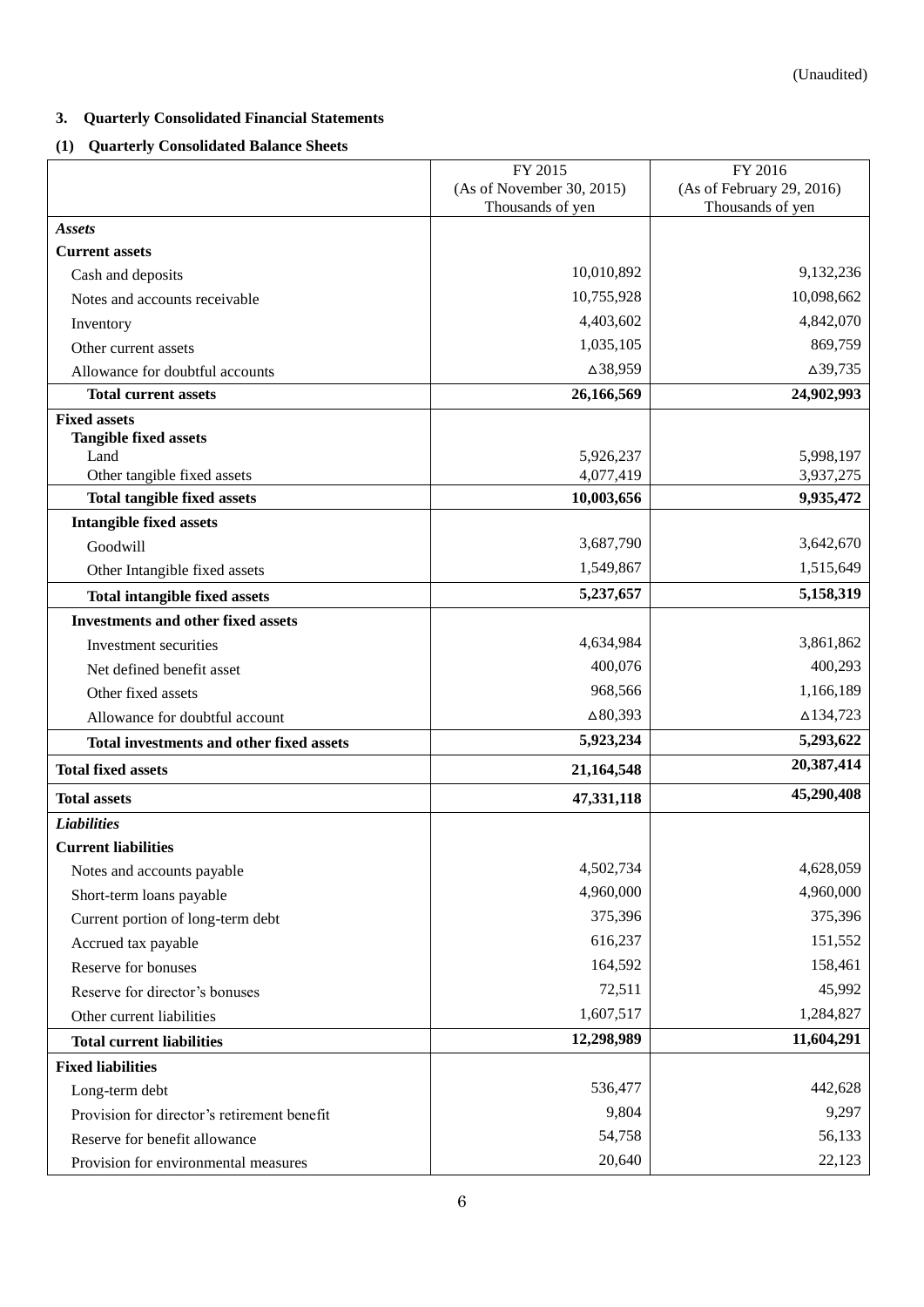(Unaudited)

## 3. Quarterly Consolidated Financial Statements

### (1) Quarterly Consolidated Balance Sheets

| | FY 2015 (As of November 30, 2015) Thousands of yen | FY 2016 (As of February 29, 2016) Thousands of yen |
|---|---|---|
| ***Assets*** | | |
| **Current assets** | | |
| Cash and deposits | 10,010,892 | 9,132,236 |
| Notes and accounts receivable | 10,755,928 | 10,098,662 |
| Inventory | 4,403,602 | 4,842,070 |
| Other current assets | 1,035,105 | 869,759 |
| Allowance for doubtful accounts | △38,959 | △39,735 |
| **Total current assets** | **26,166,569** | **24,902,993** |
| **Fixed assets** | | |
| **Tangible fixed assets** | | |
| Land | 5,926,237 | 5,998,197 |
| Other tangible fixed assets | 4,077,419 | 3,937,275 |
| **Total tangible fixed assets** | **10,003,656** | **9,935,472** |
| **Intangible fixed assets** | | |
| Goodwill | 3,687,790 | 3,642,670 |
| Other Intangible fixed assets | 1,549,867 | 1,515,649 |
| **Total intangible fixed assets** | **5,237,657** | **5,158,319** |
| **Investments and other fixed assets** | | |
| Investment securities | 4,634,984 | 3,861,862 |
| Net defined benefit asset | 400,076 | 400,293 |
| Other fixed assets | 968,566 | 1,166,189 |
| Allowance for doubtful account | △80,393 | △134,723 |
| **Total investments and other fixed assets** | **5,923,234** | **5,293,622** |
| **Total fixed assets** | **21,164,548** | **20,387,414** |
| **Total assets** | **47,331,118** | **45,290,408** |
| ***Liabilities*** | | |
| **Current liabilities** | | |
| Notes and accounts payable | 4,502,734 | 4,628,059 |
| Short-term loans payable | 4,960,000 | 4,960,000 |
| Current portion of long-term debt | 375,396 | 375,396 |
| Accrued tax payable | 616,237 | 151,552 |
| Reserve for bonuses | 164,592 | 158,461 |
| Reserve for director's bonuses | 72,511 | 45,992 |
| Other current liabilities | 1,607,517 | 1,284,827 |
| **Total current liabilities** | **12,298,989** | **11,604,291** |
| **Fixed liabilities** | | |
| Long-term debt | 536,477 | 442,628 |
| Provision for director's retirement benefit | 9,804 | 9,297 |
| Reserve for benefit allowance | 54,758 | 56,133 |
| Provision for environmental measures | 20,640 | 22,123 |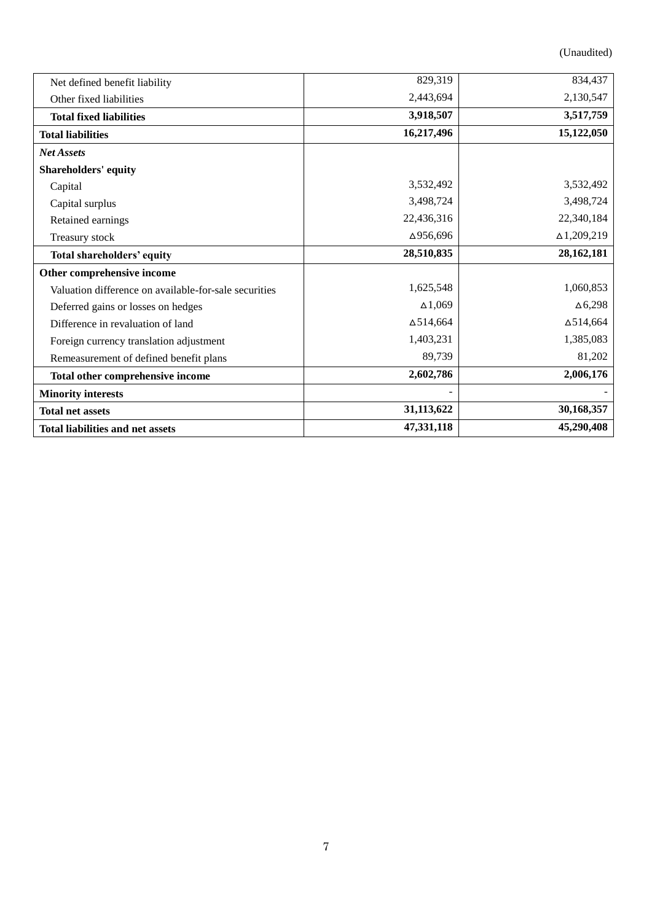(Unaudited)

| | | |
|---|---|---|
| Net defined benefit liability | 829,319 | 834,437 |
| Other fixed liabilities | 2,443,694 | 2,130,547 |
| **Total fixed liabilities** | **3,918,507** | **3,517,759** |
| **Total liabilities** | **16,217,496** | **15,122,050** |
| ***Net Assets*** | | |
| **Shareholders' equity** | | |
| Capital | 3,532,492 | 3,532,492 |
| Capital surplus | 3,498,724 | 3,498,724 |
| Retained earnings | 22,436,316 | 22,340,184 |
| Treasury stock | △956,696 | △1,209,219 |
| **Total shareholders' equity** | **28,510,835** | **28,162,181** |
| **Other comprehensive income** | | |
| Valuation difference on available-for-sale securities | 1,625,548 | 1,060,853 |
| Deferred gains or losses on hedges | △1,069 | △6,298 |
| Difference in revaluation of land | △514,664 | △514,664 |
| Foreign currency translation adjustment | 1,403,231 | 1,385,083 |
| Remeasurement of defined benefit plans | 89,739 | 81,202 |
| **Total other comprehensive income** | **2,602,786** | **2,006,176** |
| **Minority interests** | - | - |
| **Total net assets** | **31,113,622** | **30,168,357** |
| **Total liabilities and net assets** | **47,331,118** | **45,290,408** |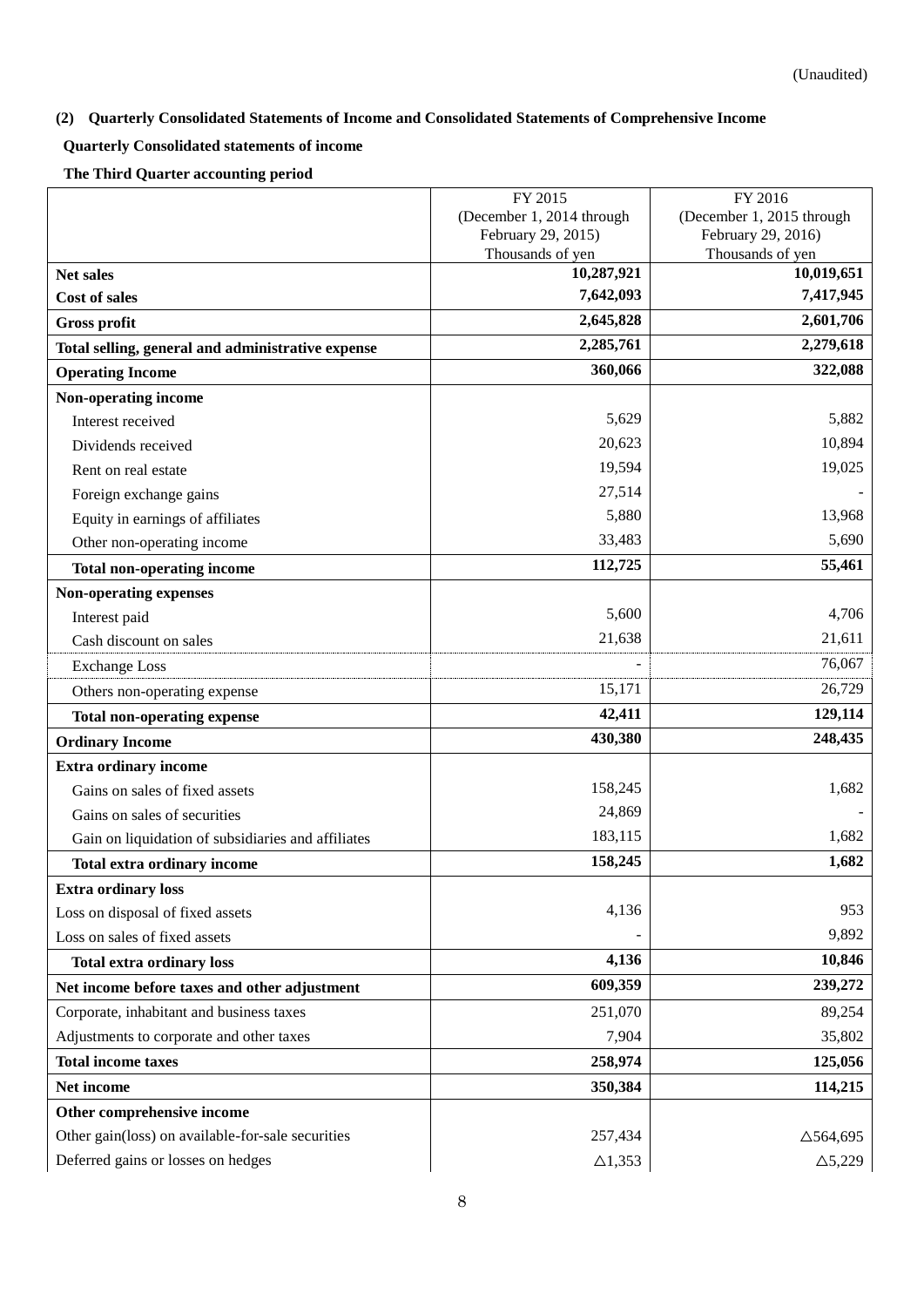(Unaudited)

## (2) Quarterly Consolidated Statements of Income and Consolidated Statements of Comprehensive Income

### Quarterly Consolidated statements of income

### The Third Quarter accounting period

| | FY 2015 (December 1, 2014 through February 29, 2015) Thousands of yen | FY 2016 (December 1, 2015 through February 29, 2016) Thousands of yen |
|---|---|---|
| **Net sales** | **10,287,921** | **10,019,651** |
| **Cost of sales** | **7,642,093** | **7,417,945** |
| **Gross profit** | **2,645,828** | **2,601,706** |
| **Total selling, general and administrative expense** | **2,285,761** | **2,279,618** |
| **Operating Income** | **360,066** | **322,088** |
| **Non-operating income** | | |
| Interest received | 5,629 | 5,882 |
| Dividends received | 20,623 | 10,894 |
| Rent on real estate | 19,594 | 19,025 |
| Foreign exchange gains | 27,514 | - |
| Equity in earnings of affiliates | 5,880 | 13,968 |
| Other non-operating income | 33,483 | 5,690 |
| **Total non-operating income** | **112,725** | **55,461** |
| **Non-operating expenses** | | |
| Interest paid | 5,600 | 4,706 |
| Cash discount on sales | 21,638 | 21,611 |
| Exchange Loss | - | 76,067 |
| Others non-operating expense | 15,171 | 26,729 |
| **Total non-operating expense** | **42,411** | **129,114** |
| **Ordinary Income** | **430,380** | **248,435** |
| **Extra ordinary income** | | |
| Gains on sales of fixed assets | 158,245 | 1,682 |
| Gains on sales of securities | 24,869 | - |
| Gain on liquidation of subsidiaries and affiliates | 183,115 | 1,682 |
| **Total extra ordinary income** | **158,245** | **1,682** |
| **Extra ordinary loss** | | |
| Loss on disposal of fixed assets | 4,136 | 953 |
| Loss on sales of fixed assets | - | 9,892 |
| **Total extra ordinary loss** | **4,136** | **10,846** |
| **Net income before taxes and other adjustment** | **609,359** | **239,272** |
| Corporate, inhabitant and business taxes | 251,070 | 89,254 |
| Adjustments to corporate and other taxes | 7,904 | 35,802 |
| **Total income taxes** | **258,974** | **125,056** |
| **Net income** | **350,384** | **114,215** |
| **Other comprehensive income** | | |
| Other gain(loss) on available-for-sale securities | 257,434 | △564,695 |
| Deferred gains or losses on hedges | △1,353 | △5,229 |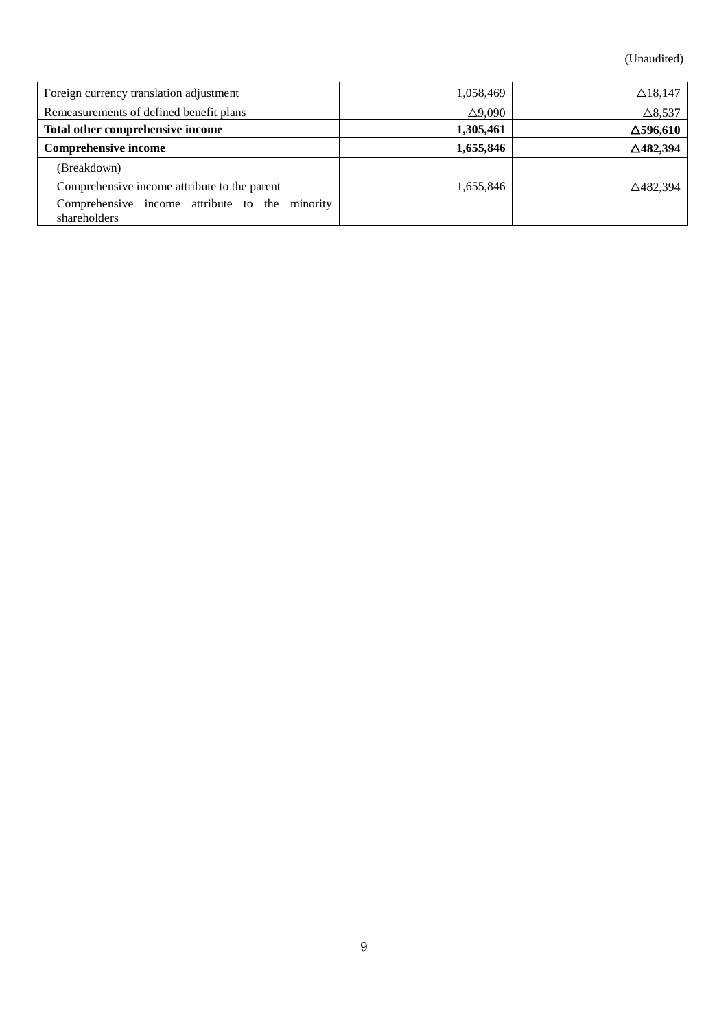(Unaudited)

| | | |
|---|---|---|
| Foreign currency translation adjustment | 1,058,469 | △18,147 |
| Remeasurements of defined benefit plans | △9,090 | △8,537 |
| **Total other comprehensive income** | **1,305,461** | **△596,610** |
| **Comprehensive income** | **1,655,846** | **△482,394** |
| (Breakdown) | | |
| Comprehensive income attribute to the parent | 1,655,846 | △482,394 |
| Comprehensive income attribute to the minority shareholders | | |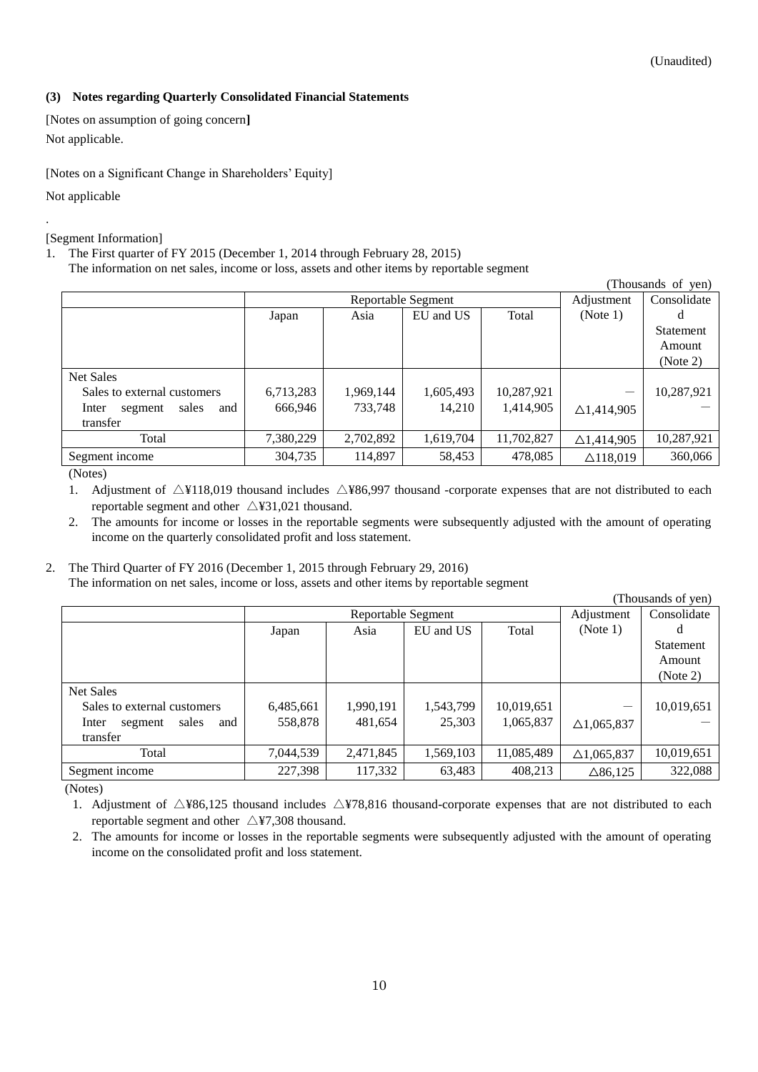(Unaudited)

### (3) Notes regarding Quarterly Consolidated Financial Statements

[Notes on assumption of going concern]

Not applicable.

[Notes on a Significant Change in Shareholders' Equity]

Not applicable

.

[Segment Information]

1. The First quarter of FY 2015 (December 1, 2014 through February 28, 2015)
   The information on net sales, income or loss, assets and other items by reportable segment

(Thousands of yen)

| | Reportable Segment | | | | Adjustment (Note 1) | Consolidated Statement Amount (Note 2) |
|---|---|---|---|---|---|---|
| | Japan | Asia | EU and US | Total | | |
| Net Sales | | | | | | |
| Sales to external customers | 6,713,283 | 1,969,144 | 1,605,493 | 10,287,921 | ― | 10,287,921 |
| Inter segment sales and transfer | 666,946 | 733,748 | 14,210 | 1,414,905 | △1,414,905 | ― |
| Total | 7,380,229 | 2,702,892 | 1,619,704 | 11,702,827 | △1,414,905 | 10,287,921 |
| Segment income | 304,735 | 114,897 | 58,453 | 478,085 | △118,019 | 360,066 |

(Notes)

1. Adjustment of △¥118,019 thousand includes △¥86,997 thousand -corporate expenses that are not distributed to each reportable segment and other △¥31,021 thousand.
2. The amounts for income or losses in the reportable segments were subsequently adjusted with the amount of operating income on the quarterly consolidated profit and loss statement.

2. The Third Quarter of FY 2016 (December 1, 2015 through February 29, 2016)
   The information on net sales, income or loss, assets and other items by reportable segment

(Thousands of yen)

| | Reportable Segment | | | | Adjustment (Note 1) | Consolidated Statement Amount (Note 2) |
|---|---|---|---|---|---|---|
| | Japan | Asia | EU and US | Total | | |
| Net Sales | | | | | | |
| Sales to external customers | 6,485,661 | 1,990,191 | 1,543,799 | 10,019,651 | ― | 10,019,651 |
| Inter segment sales and transfer | 558,878 | 481,654 | 25,303 | 1,065,837 | △1,065,837 | ― |
| Total | 7,044,539 | 2,471,845 | 1,569,103 | 11,085,489 | △1,065,837 | 10,019,651 |
| Segment income | 227,398 | 117,332 | 63,483 | 408,213 | △86,125 | 322,088 |

(Notes)

1. Adjustment of △¥86,125 thousand includes △¥78,816 thousand-corporate expenses that are not distributed to each reportable segment and other △¥7,308 thousand.
2. The amounts for income or losses in the reportable segments were subsequently adjusted with the amount of operating income on the consolidated profit and loss statement.